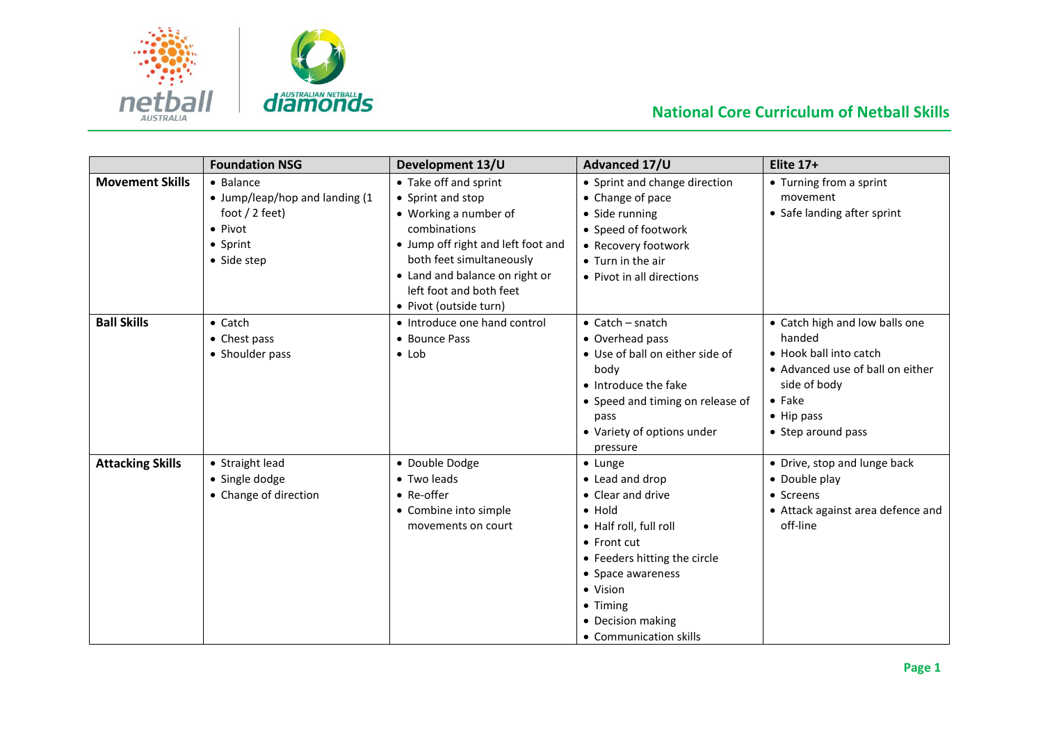# National Core Curriculum of Netball Skills

| | Foundation NSG | Development 13/U | Advanced 17/U | Elite 17+ |
|---|---|---|---|---|
| **Movement Skills** | • Balance<br>• Jump/leap/hop and landing (1 foot / 2 feet)<br>• Pivot<br>• Sprint<br>• Side step | • Take off and sprint<br>• Sprint and stop<br>• Working a number of combinations<br>• Jump off right and left foot and both feet simultaneously<br>• Land and balance on right or left foot and both feet<br>• Pivot (outside turn) | • Sprint and change direction<br>• Change of pace<br>• Side running<br>• Speed of footwork<br>• Recovery footwork<br>• Turn in the air<br>• Pivot in all directions | • Turning from a sprint movement<br>• Safe landing after sprint |
| **Ball Skills** | • Catch<br>• Chest pass<br>• Shoulder pass | • Introduce one hand control<br>• Bounce Pass<br>• Lob | • Catch – snatch<br>• Overhead pass<br>• Use of ball on either side of body<br>• Introduce the fake<br>• Speed and timing on release of pass<br>• Variety of options under pressure | • Catch high and low balls one handed<br>• Hook ball into catch<br>• Advanced use of ball on either side of body<br>• Fake<br>• Hip pass<br>• Step around pass |
| **Attacking Skills** | • Straight lead<br>• Single dodge<br>• Change of direction | • Double Dodge<br>• Two leads<br>• Re-offer<br>• Combine into simple movements on court | • Lunge<br>• Lead and drop<br>• Clear and drive<br>• Hold<br>• Half roll, full roll<br>• Front cut<br>• Feeders hitting the circle<br>• Space awareness<br>• Vision<br>• Timing<br>• Decision making<br>• Communication skills | • Drive, stop and lunge back<br>• Double play<br>• Screens<br>• Attack against area defence and off-line |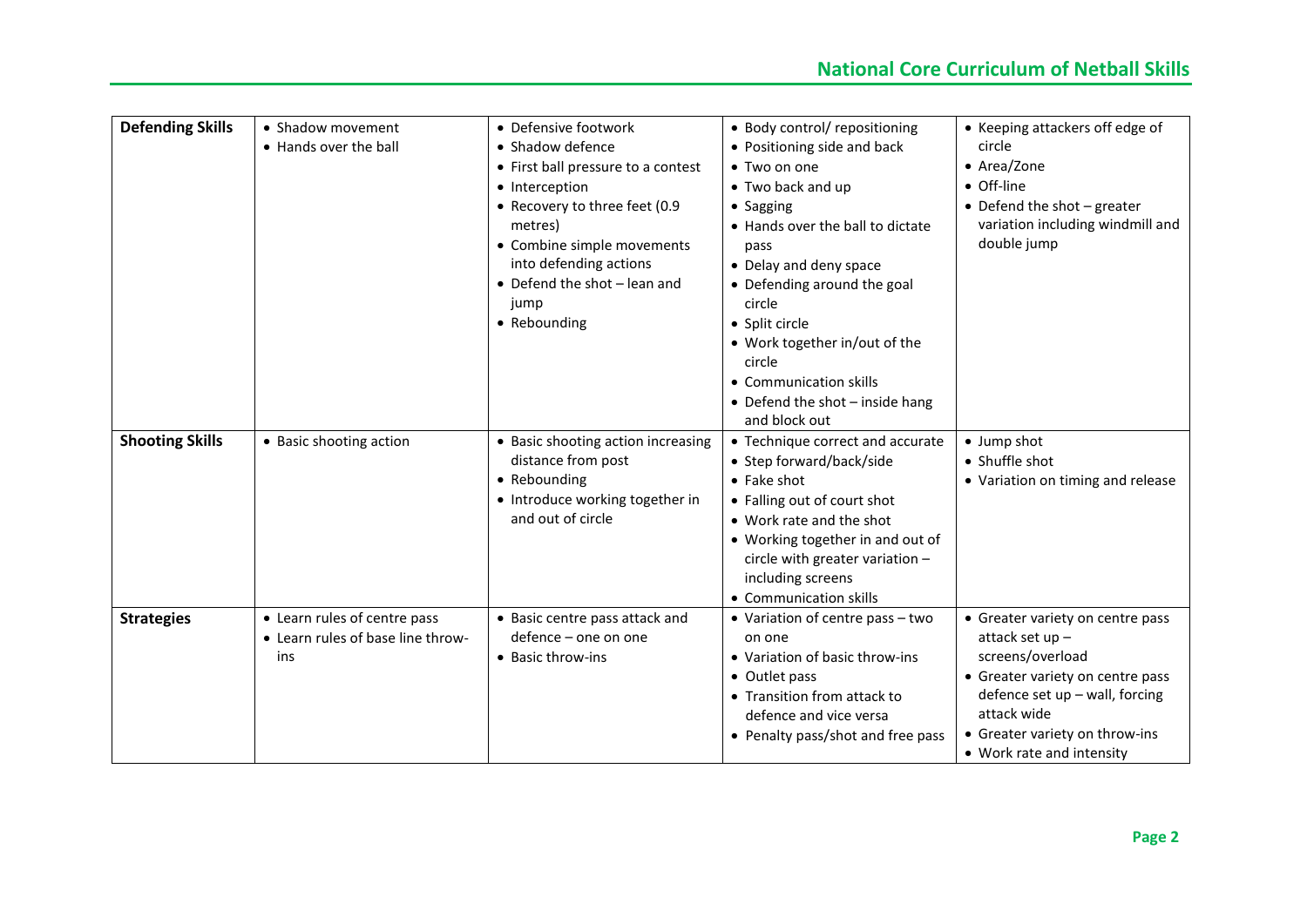| | | | | |
|---|---|---|---|---|
| **Defending Skills** | • Shadow movement<br>• Hands over the ball | • Defensive footwork<br>• Shadow defence<br>• First ball pressure to a contest<br>• Interception<br>• Recovery to three feet (0.9 metres)<br>• Combine simple movements into defending actions<br>• Defend the shot – lean and jump<br>• Rebounding | • Body control/ repositioning<br>• Positioning side and back<br>• Two on one<br>• Two back and up<br>• Sagging<br>• Hands over the ball to dictate pass<br>• Delay and deny space<br>• Defending around the goal circle<br>• Split circle<br>• Work together in/out of the circle<br>• Communication skills<br>• Defend the shot – inside hang and block out | • Keeping attackers off edge of circle<br>• Area/Zone<br>• Off-line<br>• Defend the shot – greater variation including windmill and double jump |
| **Shooting Skills** | • Basic shooting action | • Basic shooting action increasing distance from post<br>• Rebounding<br>• Introduce working together in and out of circle | • Technique correct and accurate<br>• Step forward/back/side<br>• Fake shot<br>• Falling out of court shot<br>• Work rate and the shot<br>• Working together in and out of circle with greater variation – including screens<br>• Communication skills | • Jump shot<br>• Shuffle shot<br>• Variation on timing and release |
| **Strategies** | • Learn rules of centre pass<br>• Learn rules of base line throw-ins | • Basic centre pass attack and defence – one on one<br>• Basic throw-ins | • Variation of centre pass – two on one<br>• Variation of basic throw-ins<br>• Outlet pass<br>• Transition from attack to defence and vice versa<br>• Penalty pass/shot and free pass | • Greater variety on centre pass attack set up – screens/overload<br>• Greater variety on centre pass defence set up – wall, forcing attack wide<br>• Greater variety on throw-ins<br>• Work rate and intensity |